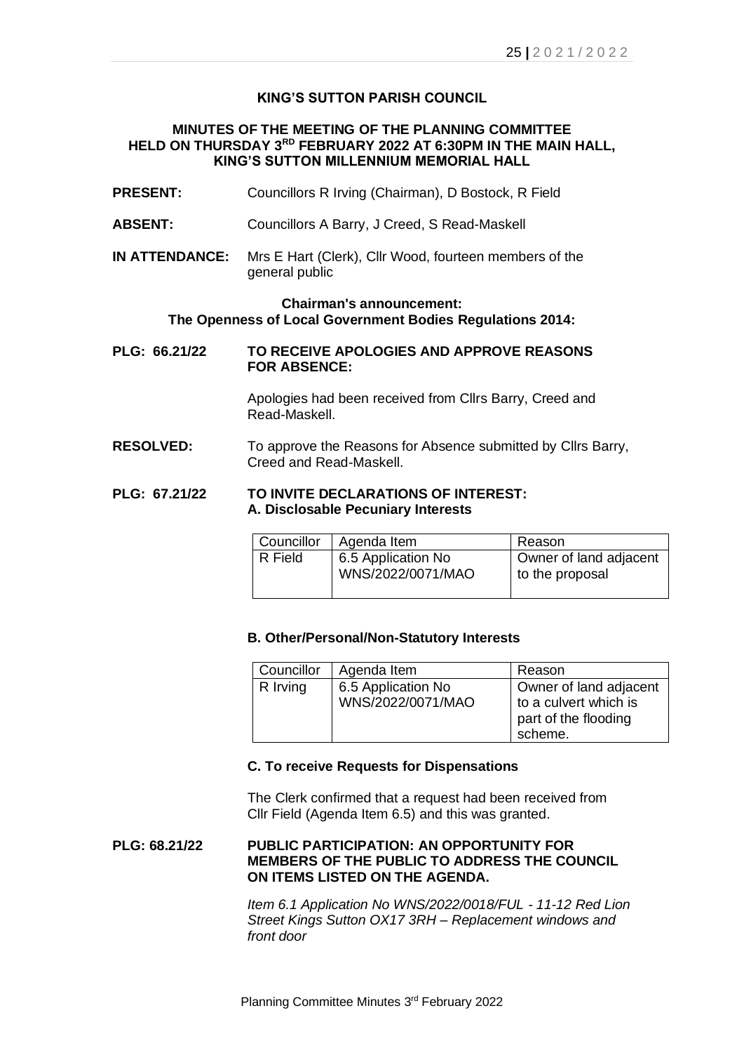**KING'S SUTTON PARISH COUNCIL**

**MINUTES OF THE MEETING OF THE PLANNING COMMITTEE HELD ON THURSDAY 3RD FEBRUARY 2022 AT 6:30PM IN THE MAIN HALL, KING'S SUTTON MILLENNIUM MEMORIAL HALL**

**PRESENT:** Councillors R Irving (Chairman), D Bostock, R Field

**ABSENT:** Councillors A Barry, J Creed, S Read-Maskell

**IN ATTENDANCE:** Mrs E Hart (Clerk), Cllr Wood, fourteen members of the general public

**Chairman's announcement:**
**The Openness of Local Government Bodies Regulations 2014:**

**PLG: 66.21/22 TO RECEIVE APOLOGIES AND APPROVE REASONS FOR ABSENCE:**

Apologies had been received from Cllrs Barry, Creed and Read-Maskell.

**RESOLVED:** To approve the Reasons for Absence submitted by Cllrs Barry, Creed and Read-Maskell.

**PLG: 67.21/22 TO INVITE DECLARATIONS OF INTEREST:**
**A. Disclosable Pecuniary Interests**

| Councillor | Agenda Item | Reason |
|---|---|---|
| R Field | 6.5 Application No WNS/2022/0071/MAO | Owner of land adjacent to the proposal |

**B. Other/Personal/Non-Statutory Interests**

| Councillor | Agenda Item | Reason |
|---|---|---|
| R Irving | 6.5 Application No WNS/2022/0071/MAO | Owner of land adjacent to a culvert which is part of the flooding scheme. |

**C. To receive Requests for Dispensations**

The Clerk confirmed that a request had been received from Cllr Field (Agenda Item 6.5) and this was granted.

**PLG: 68.21/22 PUBLIC PARTICIPATION: AN OPPORTUNITY FOR MEMBERS OF THE PUBLIC TO ADDRESS THE COUNCIL ON ITEMS LISTED ON THE AGENDA.**

*Item 6.1 Application No WNS/2022/0018/FUL - 11-12 Red Lion Street Kings Sutton OX17 3RH – Replacement windows and front door*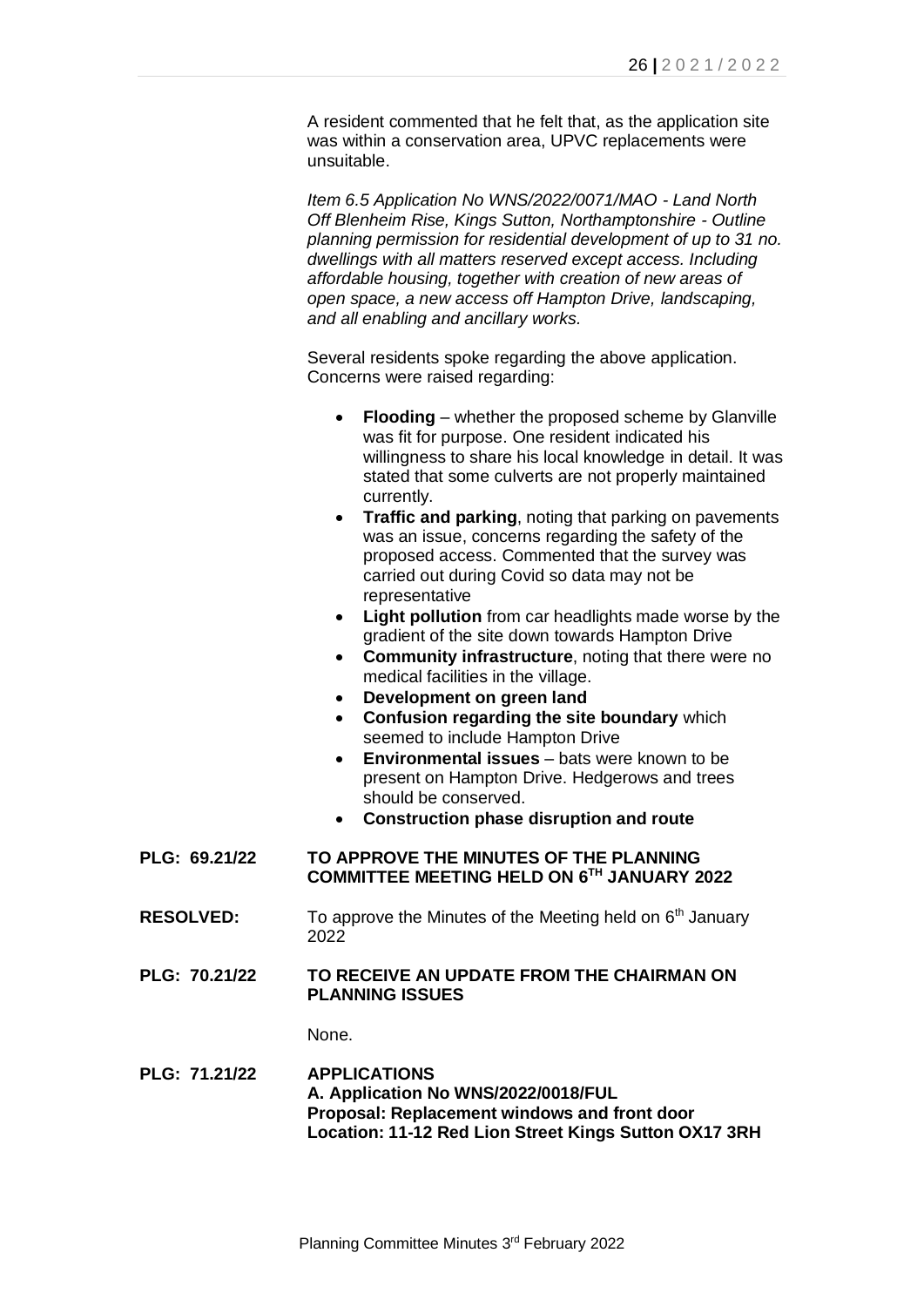A resident commented that he felt that, as the application site was within a conservation area, UPVC replacements were unsuitable.

*Item 6.5 Application No WNS/2022/0071/MAO - Land North Off Blenheim Rise, Kings Sutton, Northamptonshire - Outline planning permission for residential development of up to 31 no. dwellings with all matters reserved except access. Including affordable housing, together with creation of new areas of open space, a new access off Hampton Drive, landscaping, and all enabling and ancillary works.*

Several residents spoke regarding the above application. Concerns were raised regarding:

- **Flooding** – whether the proposed scheme by Glanville was fit for purpose. One resident indicated his willingness to share his local knowledge in detail. It was stated that some culverts are not properly maintained currently.
- **Traffic and parking**, noting that parking on pavements was an issue, concerns regarding the safety of the proposed access. Commented that the survey was carried out during Covid so data may not be representative
- **Light pollution** from car headlights made worse by the gradient of the site down towards Hampton Drive
- **Community infrastructure**, noting that there were no medical facilities in the village.
- **Development on green land**
- **Confusion regarding the site boundary** which seemed to include Hampton Drive
- **Environmental issues** – bats were known to be present on Hampton Drive. Hedgerows and trees should be conserved.
- **Construction phase disruption and route**

**PLG: 69.21/22 TO APPROVE THE MINUTES OF THE PLANNING COMMITTEE MEETING HELD ON 6TH JANUARY 2022**

**RESOLVED:** To approve the Minutes of the Meeting held on 6th January 2022

**PLG: 70.21/22 TO RECEIVE AN UPDATE FROM THE CHAIRMAN ON PLANNING ISSUES**

None.

**PLG: 71.21/22 APPLICATIONS**
**A. Application No WNS/2022/0018/FUL**
**Proposal: Replacement windows and front door**
**Location: 11-12 Red Lion Street Kings Sutton OX17 3RH**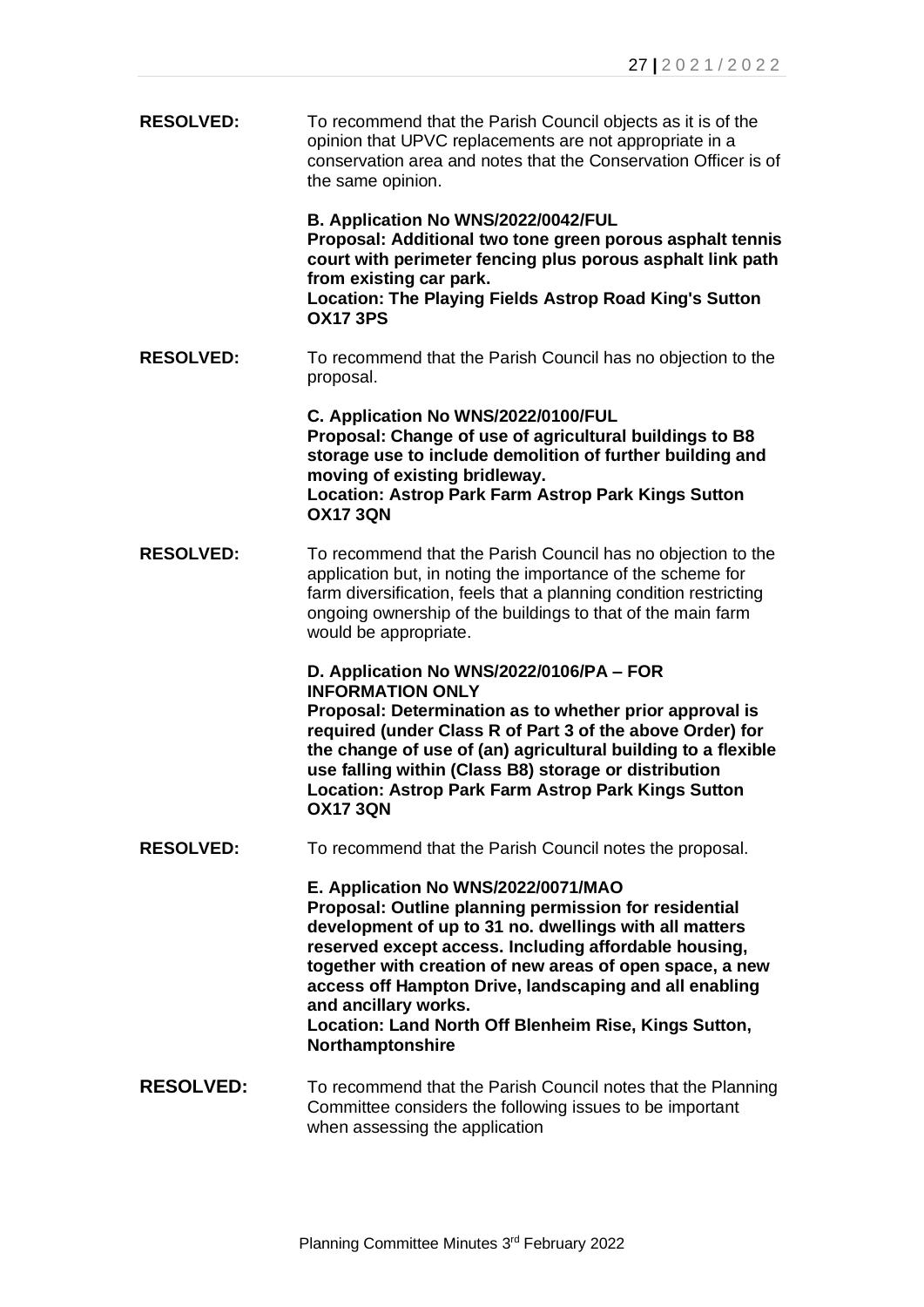**RESOLVED:** To recommend that the Parish Council objects as it is of the opinion that UPVC replacements are not appropriate in a conservation area and notes that the Conservation Officer is of the same opinion.

**B. Application No WNS/2022/0042/FUL**
**Proposal: Additional two tone green porous asphalt tennis court with perimeter fencing plus porous asphalt link path from existing car park.**
**Location: The Playing Fields Astrop Road King's Sutton OX17 3PS**

**RESOLVED:** To recommend that the Parish Council has no objection to the proposal.

**C. Application No WNS/2022/0100/FUL**
**Proposal: Change of use of agricultural buildings to B8 storage use to include demolition of further building and moving of existing bridleway.**
**Location: Astrop Park Farm Astrop Park Kings Sutton OX17 3QN**

**RESOLVED:** To recommend that the Parish Council has no objection to the application but, in noting the importance of the scheme for farm diversification, feels that a planning condition restricting ongoing ownership of the buildings to that of the main farm would be appropriate.

**D. Application No WNS/2022/0106/PA – FOR INFORMATION ONLY**
**Proposal: Determination as to whether prior approval is required (under Class R of Part 3 of the above Order) for the change of use of (an) agricultural building to a flexible use falling within (Class B8) storage or distribution**
**Location: Astrop Park Farm Astrop Park Kings Sutton OX17 3QN**

**RESOLVED:** To recommend that the Parish Council notes the proposal.

**E. Application No WNS/2022/0071/MAO**
**Proposal: Outline planning permission for residential development of up to 31 no. dwellings with all matters reserved except access. Including affordable housing, together with creation of new areas of open space, a new access off Hampton Drive, landscaping and all enabling and ancillary works.**
**Location: Land North Off Blenheim Rise, Kings Sutton, Northamptonshire**

**RESOLVED:** To recommend that the Parish Council notes that the Planning Committee considers the following issues to be important when assessing the application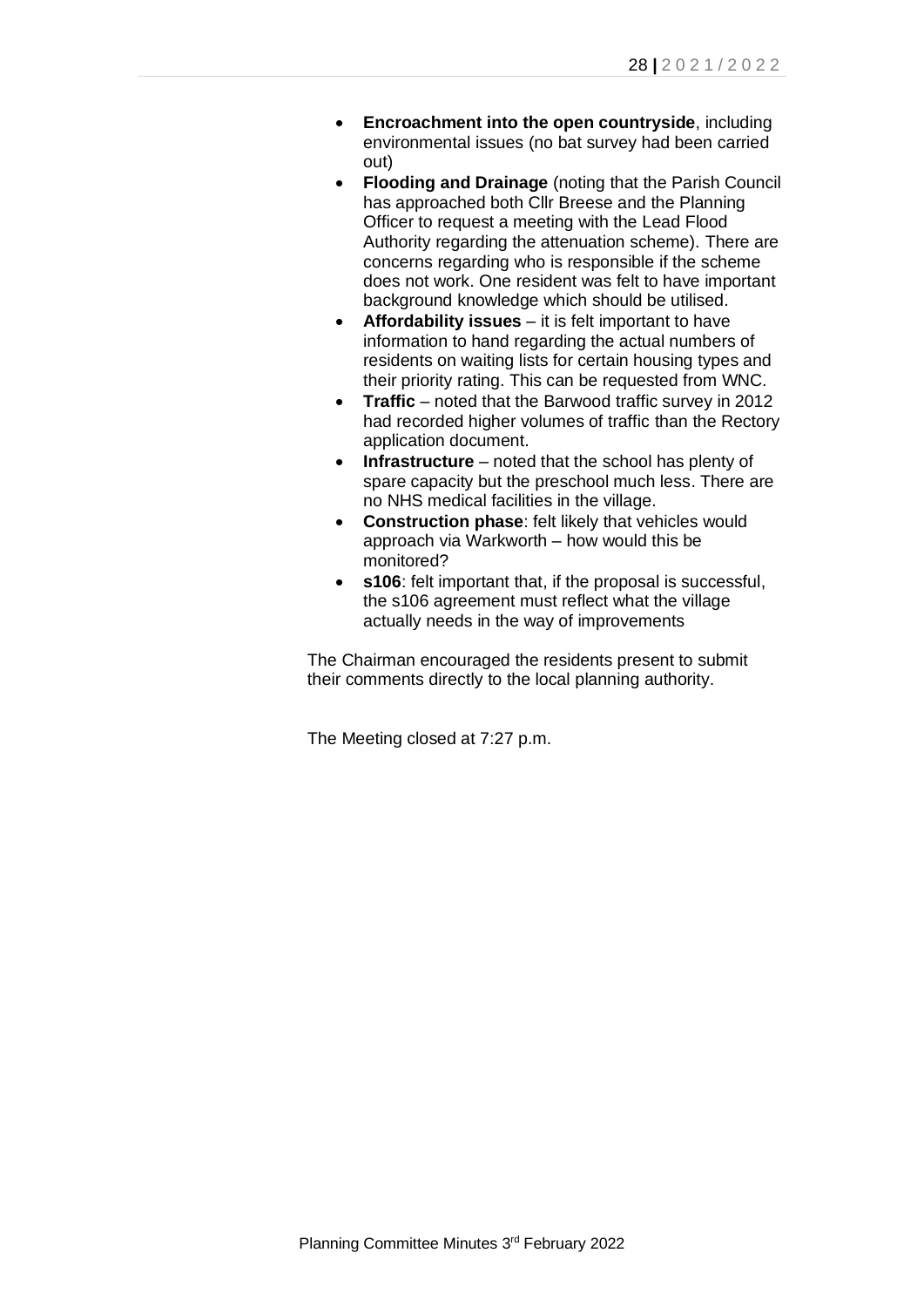- **Encroachment into the open countryside**, including environmental issues (no bat survey had been carried out)
- **Flooding and Drainage** (noting that the Parish Council has approached both Cllr Breese and the Planning Officer to request a meeting with the Lead Flood Authority regarding the attenuation scheme). There are concerns regarding who is responsible if the scheme does not work. One resident was felt to have important background knowledge which should be utilised.
- **Affordability issues** – it is felt important to have information to hand regarding the actual numbers of residents on waiting lists for certain housing types and their priority rating. This can be requested from WNC.
- **Traffic** – noted that the Barwood traffic survey in 2012 had recorded higher volumes of traffic than the Rectory application document.
- **Infrastructure** – noted that the school has plenty of spare capacity but the preschool much less. There are no NHS medical facilities in the village.
- **Construction phase**: felt likely that vehicles would approach via Warkworth – how would this be monitored?
- **s106**: felt important that, if the proposal is successful, the s106 agreement must reflect what the village actually needs in the way of improvements

The Chairman encouraged the residents present to submit their comments directly to the local planning authority.

The Meeting closed at 7:27 p.m.